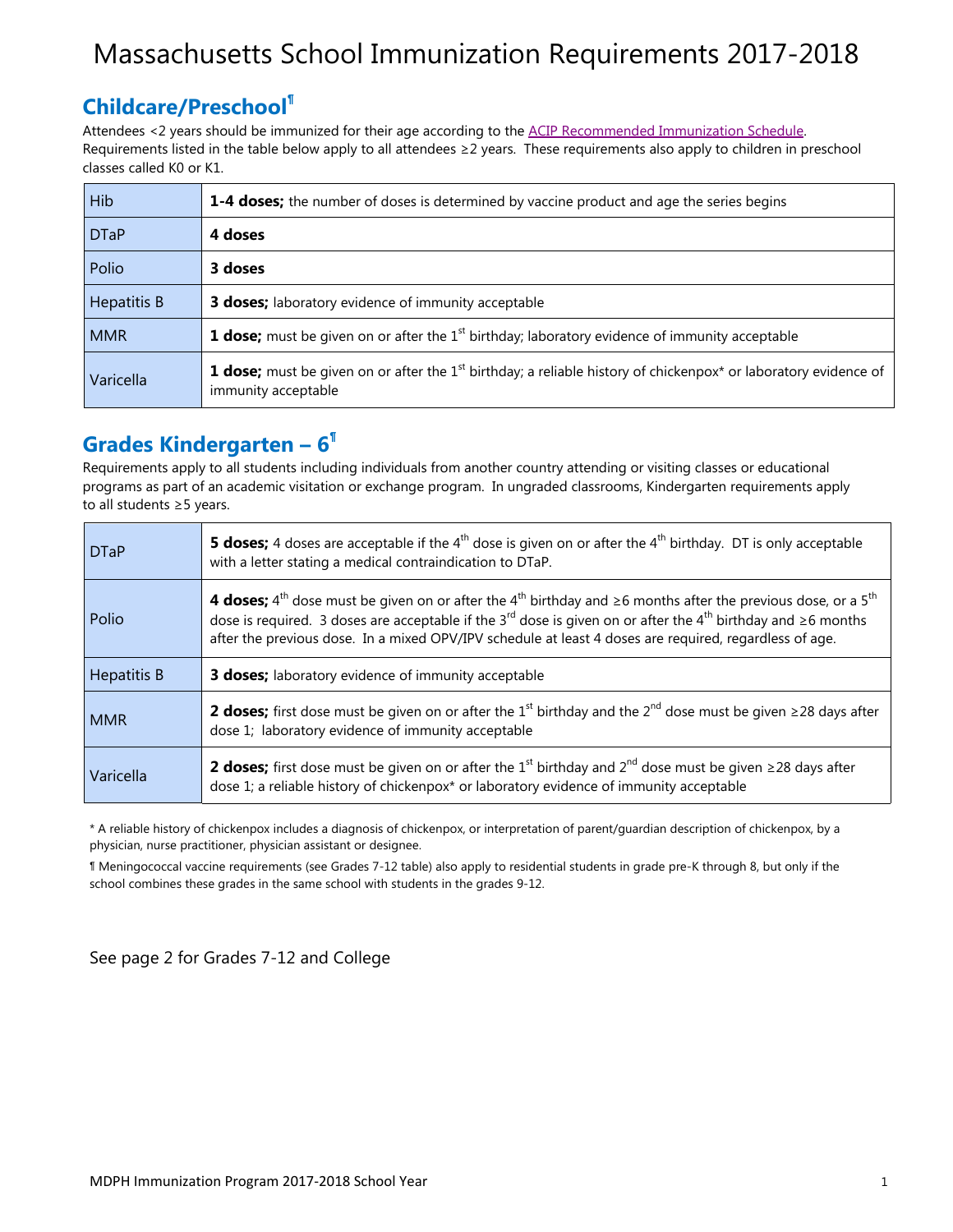# Massachusetts School Immunization Requirements 2017-2018

## Childcare/Preschool¶

Attendees <2 years should be immunized for their age according to the [ACIP Recommended Immunization Schedule](). Requirements listed in the table below apply to all attendees ≥2 years. These requirements also apply to children in preschool classes called K0 or K1.

| | |
|---|---|
| Hib | **1-4 doses;** the number of doses is determined by vaccine product and age the series begins |
| DTaP | **4 doses** |
| Polio | **3 doses** |
| Hepatitis B | **3 doses;** laboratory evidence of immunity acceptable |
| MMR | **1 dose;** must be given on or after the 1st birthday; laboratory evidence of immunity acceptable |
| Varicella | **1 dose;** must be given on or after the 1st birthday; a reliable history of chickenpox* or laboratory evidence of immunity acceptable |

## Grades Kindergarten – 6¶

Requirements apply to all students including individuals from another country attending or visiting classes or educational programs as part of an academic visitation or exchange program. In ungraded classrooms, Kindergarten requirements apply to all students ≥5 years.

| | |
|---|---|
| DTaP | **5 doses;** 4 doses are acceptable if the 4th dose is given on or after the 4th birthday. DT is only acceptable with a letter stating a medical contraindication to DTaP. |
| Polio | **4 doses;** 4th dose must be given on or after the 4th birthday and ≥6 months after the previous dose, or a 5th dose is required. 3 doses are acceptable if the 3rd dose is given on or after the 4th birthday and ≥6 months after the previous dose. In a mixed OPV/IPV schedule at least 4 doses are required, regardless of age. |
| Hepatitis B | **3 doses;** laboratory evidence of immunity acceptable |
| MMR | **2 doses;** first dose must be given on or after the 1st birthday and the 2nd dose must be given ≥28 days after dose 1; laboratory evidence of immunity acceptable |
| Varicella | **2 doses;** first dose must be given on or after the 1st birthday and 2nd dose must be given ≥28 days after dose 1; a reliable history of chickenpox* or laboratory evidence of immunity acceptable |

* A reliable history of chickenpox includes a diagnosis of chickenpox, or interpretation of parent/guardian description of chickenpox, by a physician, nurse practitioner, physician assistant or designee.

¶ Meningococcal vaccine requirements (see Grades 7-12 table) also apply to residential students in grade pre-K through 8, but only if the school combines these grades in the same school with students in the grades 9-12.

See page 2 for Grades 7-12 and College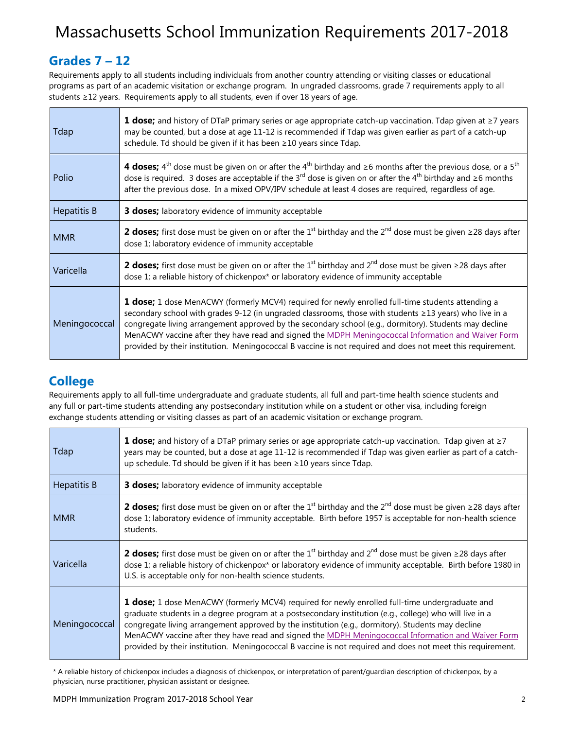# Massachusetts School Immunization Requirements 2017-2018

## Grades 7 – 12

Requirements apply to all students including individuals from another country attending or visiting classes or educational programs as part of an academic visitation or exchange program. In ungraded classrooms, grade 7 requirements apply to all students ≥12 years. Requirements apply to all students, even if over 18 years of age.

| | |
|---|---|
| Tdap | **1 dose;** and history of DTaP primary series or age appropriate catch-up vaccination. Tdap given at ≥7 years may be counted, but a dose at age 11-12 is recommended if Tdap was given earlier as part of a catch-up schedule. Td should be given if it has been ≥10 years since Tdap. |
| Polio | **4 doses;** 4th dose must be given on or after the 4th birthday and ≥6 months after the previous dose, or a 5th dose is required. 3 doses are acceptable if the 3rd dose is given on or after the 4th birthday and ≥6 months after the previous dose. In a mixed OPV/IPV schedule at least 4 doses are required, regardless of age. |
| Hepatitis B | **3 doses;** laboratory evidence of immunity acceptable |
| MMR | **2 doses;** first dose must be given on or after the 1st birthday and the 2nd dose must be given ≥28 days after dose 1; laboratory evidence of immunity acceptable |
| Varicella | **2 doses;** first dose must be given on or after the 1st birthday and 2nd dose must be given ≥28 days after dose 1; a reliable history of chickenpox* or laboratory evidence of immunity acceptable |
| Meningococcal | **1 dose;** 1 dose MenACWY (formerly MCV4) required for newly enrolled full-time students attending a secondary school with grades 9-12 (in ungraded classrooms, those with students ≥13 years) who live in a congregate living arrangement approved by the secondary school (e.g., dormitory). Students may decline MenACWY vaccine after they have read and signed the MDPH Meningococcal Information and Waiver Form provided by their institution. Meningococcal B vaccine is not required and does not meet this requirement. |

## College

Requirements apply to all full-time undergraduate and graduate students, all full and part-time health science students and any full or part-time students attending any postsecondary institution while on a student or other visa, including foreign exchange students attending or visiting classes as part of an academic visitation or exchange program.

| | |
|---|---|
| Tdap | **1 dose;** and history of a DTaP primary series or age appropriate catch-up vaccination. Tdap given at ≥7 years may be counted, but a dose at age 11-12 is recommended if Tdap was given earlier as part of a catch-up schedule. Td should be given if it has been ≥10 years since Tdap. |
| Hepatitis B | **3 doses;** laboratory evidence of immunity acceptable |
| MMR | **2 doses;** first dose must be given on or after the 1st birthday and the 2nd dose must be given ≥28 days after dose 1; laboratory evidence of immunity acceptable. Birth before 1957 is acceptable for non-health science students. |
| Varicella | **2 doses;** first dose must be given on or after the 1st birthday and 2nd dose must be given ≥28 days after dose 1; a reliable history of chickenpox* or laboratory evidence of immunity acceptable. Birth before 1980 in U.S. is acceptable only for non-health science students. |
| Meningococcal | **1 dose;** 1 dose MenACWY (formerly MCV4) required for newly enrolled full-time undergraduate and graduate students in a degree program at a postsecondary institution (e.g., college) who will live in a congregate living arrangement approved by the institution (e.g., dormitory). Students may decline MenACWY vaccine after they have read and signed the MDPH Meningococcal Information and Waiver Form provided by their institution. Meningococcal B vaccine is not required and does not meet this requirement. |

* A reliable history of chickenpox includes a diagnosis of chickenpox, or interpretation of parent/guardian description of chickenpox, by a physician, nurse practitioner, physician assistant or designee.